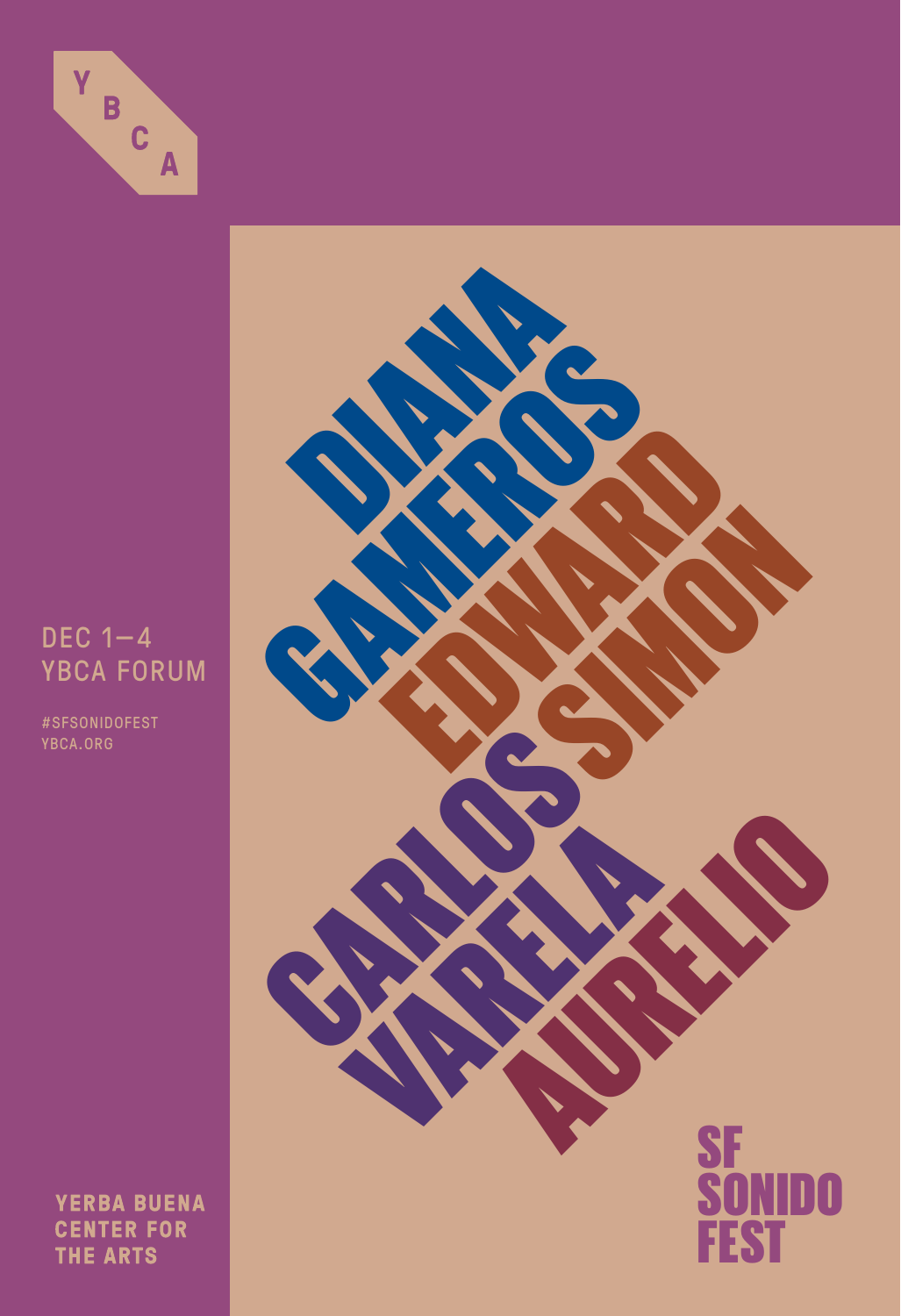YBCA

DEC 1—4
YBCA FORUM

#SFSONIDOFEST
YBCA.ORG

DIANA GAMEROS

EDWARD SIMON

CARLOS VARELA

AURELIO

# SF SONIDO FEST

YERBA BUENA CENTER FOR THE ARTS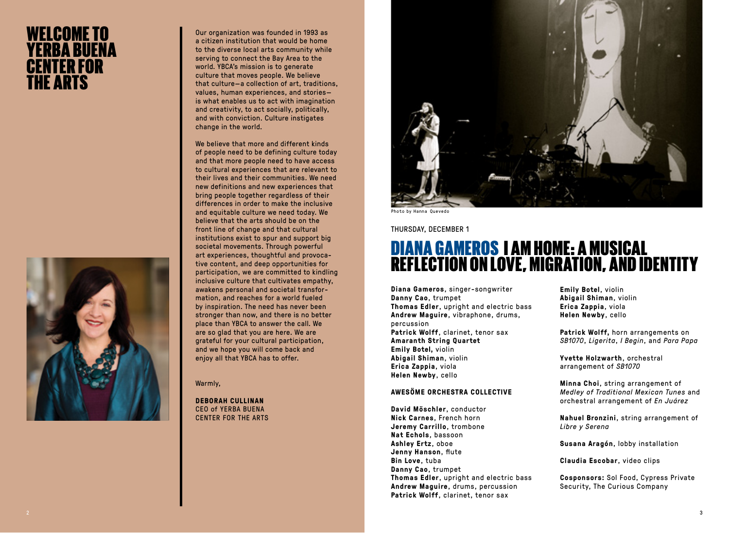# WELCOME TO YERBA BUENA CENTER FOR THE ARTS

Our organization was founded in 1993 as a citizen institution that would be home to the diverse local arts community while serving to connect the Bay Area to the world. YBCA's mission is to generate culture that moves people. We believe that culture—a collection of art, traditions, values, human experiences, and stories—is what enables us to act with imagination and creativity, to act socially, politically, and with conviction. Culture instigates change in the world.

We believe that more and different kinds of people need to be defining culture today and that more people need to have access to cultural experiences that are relevant to their lives and their communities. We need new definitions and new experiences that bring people together regardless of their differences in order to make the inclusive and equitable culture we need today. We believe that the arts should be on the front line of change and that cultural institutions exist to spur and support big societal movements. Through powerful art experiences, thoughtful and provocative content, and deep opportunities for participation, we are committed to kindling inclusive culture that cultivates empathy, awakens personal and societal transformation, and reaches for a world fueled by inspiration. The need has never been stronger than now, and there is no better place than YBCA to answer the call. We are so glad that you are here. We are grateful for your cultural participation, and we hope you will come back and enjoy all that YBCA has to offer.

Warmly,

**DEBORAH CULLINAN**
CEO of YERBA BUENA CENTER FOR THE ARTS

Photo by Hanna Quevedo

THURSDAY, DECEMBER 1

# DIANA GAMEROS I AM HOME: A MUSICAL REFLECTION ON LOVE, MIGRATION, AND IDENTITY

**Diana Gameros**, singer-songwriter
**Danny Cao**, trumpet
**Thomas Edler**, upright and electric bass
**Andrew Maguire**, vibraphone, drums, percussion
**Patrick Wolff**, clarinet, tenor sax
**Amaranth String Quartet**
**Emily Botel,** violin
**Abigail Shiman**, violin
**Erica Zappia**, viola
**Helen Newby**, cello

**AWESÖME ORCHESTRA COLLECTIVE**

**David Möschler**, conductor
**Nick Carnes**, French horn
**Jeremy Carrillo**, trombone
**Nat Echols**, bassoon
**Ashley Ertz**, oboe
**Jenny Hanson**, flute
**Bin Love**, tuba
**Danny Cao**, trumpet
**Thomas Edler**, upright and electric bass
**Andrew Maguire**, drums, percussion
**Patrick Wolff**, clarinet, tenor sax
**Emily Botel**, violin
**Abigail Shiman**, violin
**Erica Zappia**, viola
**Helen Newby**, cello

**Patrick Wolff,** horn arrangements on *SB1070*, *Ligerita*, *I Begin*, and *Para Papa*

**Yvette Holzwarth**, orchestral arrangement of *SB1070*

**Minna Choi**, string arrangement of *Medley of Traditional Mexican Tunes* and orchestral arrangement of *En Juárez*

**Nahuel Bronzini**, string arrangement of *Libre y Serena*

**Susana Aragón**, lobby installation

**Claudia Escobar**, video clips

**Cosponsors:** Sol Food, Cypress Private Security, The Curious Company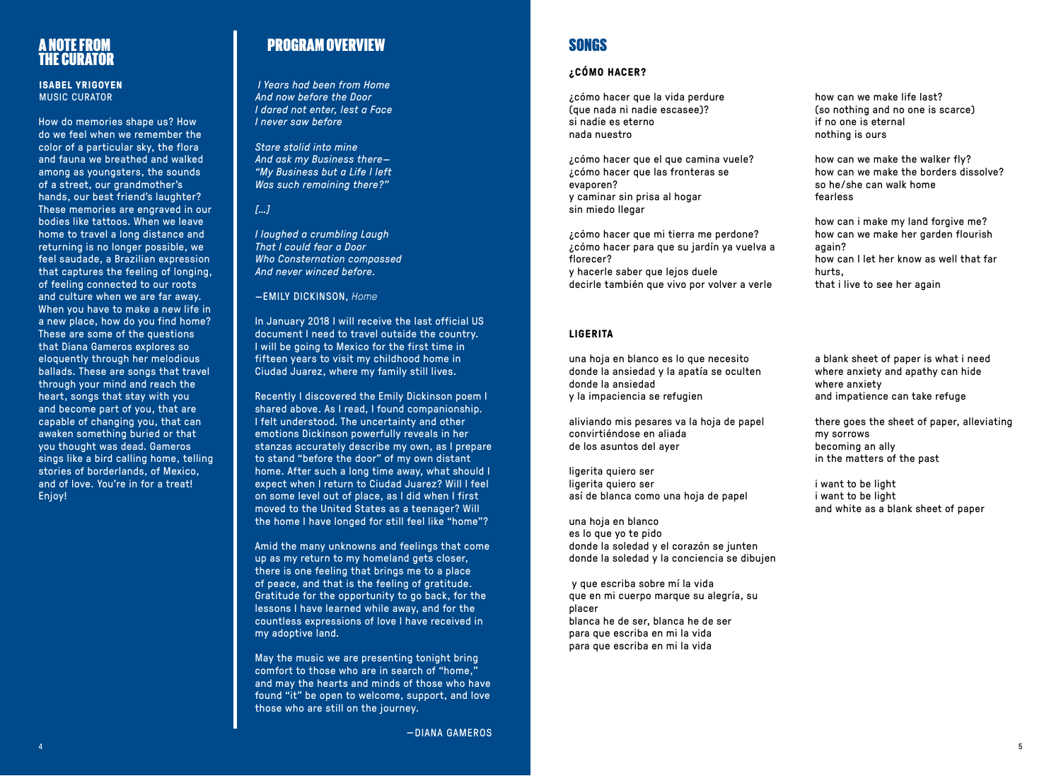## A NOTE FROM THE CURATOR

**ISABEL YRIGOYEN**
MUSIC CURATOR

How do memories shape us? How do we feel when we remember the color of a particular sky, the flora and fauna we breathed and walked among as youngsters, the sounds of a street, our grandmother's hands, our best friend's laughter? These memories are engraved in our bodies like tattoos. When we leave home to travel a long distance and returning is no longer possible, we feel saudade, a Brazilian expression that captures the feeling of longing, of feeling connected to our roots and culture when we are far away. When you have to make a new life in a new place, how do you find home? These are some of the questions that Diana Gameros explores so eloquently through her melodious ballads. These are songs that travel through your mind and reach the heart, songs that stay with you and become part of you, that are capable of changing you, that can awaken something buried or that you thought was dead. Gameros sings like a bird calling home, telling stories of borderlands, of Mexico, and of love. You're in for a treat! Enjoy!

## PROGRAM OVERVIEW

*I Years had been from Home*
*And now before the Door*
*I dared not enter, lest a Face*
*I never saw before*

*Stare stolid into mine*
*And ask my Business there—*
*"My Business but a Life I left*
*Was such remaining there?"*

*[…]*

*I laughed a crumbling Laugh*
*That I could fear a Door*
*Who Consternation compassed*
*And never winced before.*

—EMILY DICKINSON, *Home*

In January 2018 I will receive the last official US document I need to travel outside the country. I will be going to Mexico for the first time in fifteen years to visit my childhood home in Ciudad Juarez, where my family still lives.

Recently I discovered the Emily Dickinson poem I shared above. As I read, I found companionship. I felt understood. The uncertainty and other emotions Dickinson powerfully reveals in her stanzas accurately describe my own, as I prepare to stand "before the door" of my own distant home. After such a long time away, what should I expect when I return to Ciudad Juarez? Will I feel on some level out of place, as I did when I first moved to the United States as a teenager? Will the home I have longed for still feel like "home"?

Amid the many unknowns and feelings that come up as my return to my homeland gets closer, there is one feeling that brings me to a place of peace, and that is the feeling of gratitude. Gratitude for the opportunity to go back, for the lessons I have learned while away, and for the countless expressions of love I have received in my adoptive land.

May the music we are presenting tonight bring comfort to those who are in search of "home," and may the hearts and minds of those who have found "it" be open to welcome, support, and love those who are still on the journey.

—DIANA GAMEROS

## SONGS

### ¿CÓMO HACER?

¿cómo hacer que la vida perdure
(que nada ni nadie escasee)?
si nadie es eterno
nada nuestro

¿cómo hacer que el que camina vuele?
¿cómo hacer que las fronteras se evaporen?
y caminar sin prisa al hogar
sin miedo llegar

¿cómo hacer que mi tierra me perdone?
¿cómo hacer para que su jardín ya vuelva a florecer?
y hacerle saber que lejos duele
decirle también que vivo por volver a verle

how can we make life last?
(so nothing and no one is scarce)
if no one is eternal
nothing is ours

how can we make the walker fly?
how can we make the borders dissolve?
so he/she can walk home
fearless

how can i make my land forgive me?
how can we make her garden flourish again?
how can I let her know as well that far hurts,
that i live to see her again

### LIGERITA

una hoja en blanco es lo que necesito
donde la ansiedad y la apatía se oculten
donde la ansiedad
y la impaciencia se refugien

aliviando mis pesares va la hoja de papel
convirtiéndose en aliada
de los asuntos del ayer

ligerita quiero ser
ligerita quiero ser
así de blanca como una hoja de papel

una hoja en blanco
es lo que yo te pido
donde la soledad y el corazón se junten
donde la soledad y la conciencia se dibujen

y que escriba sobre mí la vida
que en mi cuerpo marque su alegría, su placer
blanca he de ser, blanca he de ser
para que escriba en mi la vida
para que escriba en mi la vida

a blank sheet of paper is what i need
where anxiety and apathy can hide
where anxiety
and impatience can take refuge

there goes the sheet of paper, alleviating my sorrows
becoming an ally
in the matters of the past

i want to be light
i want to be light
and white as a blank sheet of paper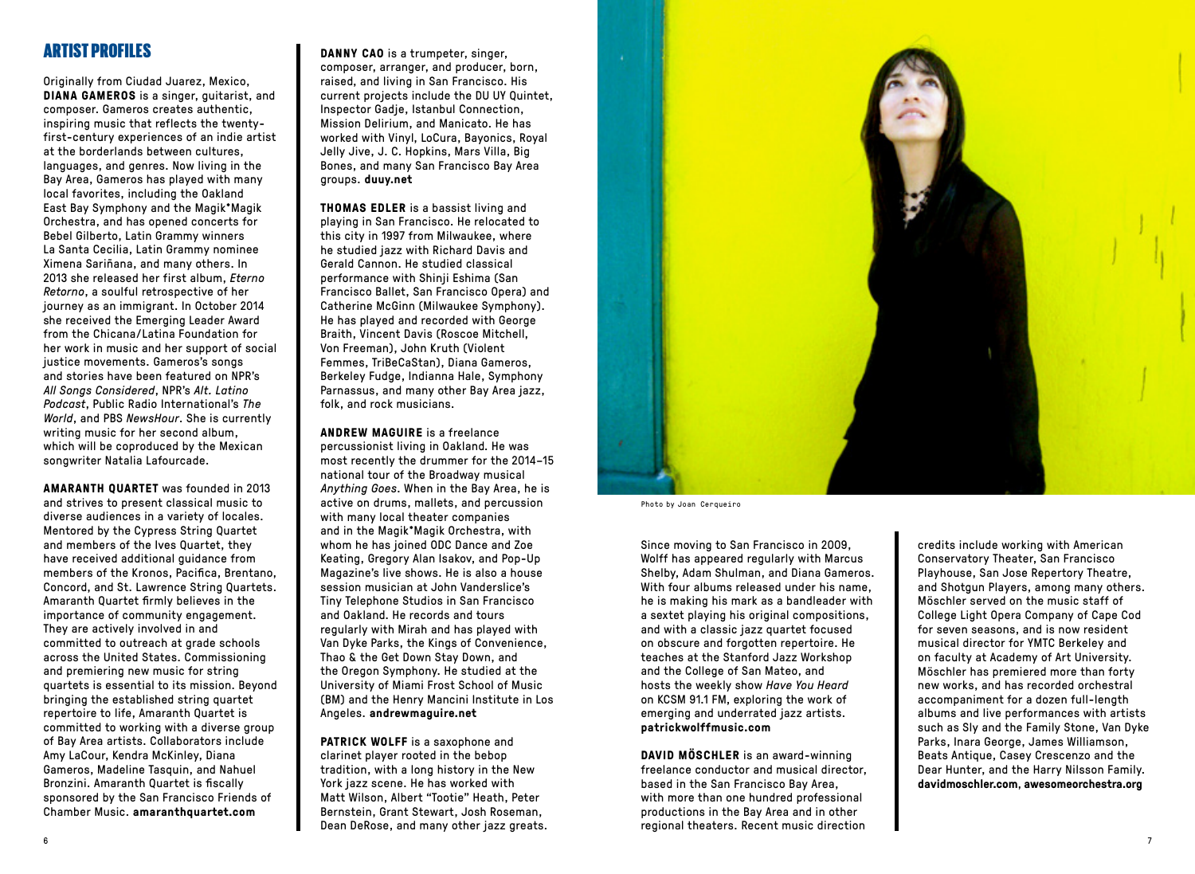# ARTIST PROFILES

Originally from Ciudad Juarez, Mexico, **DIANA GAMEROS** is a singer, guitarist, and composer. Gameros creates authentic, inspiring music that reflects the twenty-first-century experiences of an indie artist at the borderlands between cultures, languages, and genres. Now living in the Bay Area, Gameros has played with many local favorites, including the Oakland East Bay Symphony and the Magik*Magik Orchestra, and has opened concerts for Bebel Gilberto, Latin Grammy winners La Santa Cecilia, Latin Grammy nominee Ximena Sariñana, and many others. In 2013 she released her first album, *Eterno Retorno*, a soulful retrospective of her journey as an immigrant. In October 2014 she received the Emerging Leader Award from the Chicana/Latina Foundation for her work in music and her support of social justice movements. Gameros's songs and stories have been featured on NPR's *All Songs Considered*, NPR's *Alt. Latino Podcast*, Public Radio International's *The World*, and PBS *NewsHour*. She is currently writing music for her second album, which will be coproduced by the Mexican songwriter Natalia Lafourcade.

**AMARANTH QUARTET** was founded in 2013 and strives to present classical music to diverse audiences in a variety of locales. Mentored by the Cypress String Quartet and members of the Ives Quartet, they have received additional guidance from members of the Kronos, Pacifica, Brentano, Concord, and St. Lawrence String Quartets. Amaranth Quartet firmly believes in the importance of community engagement. They are actively involved in and committed to outreach at grade schools across the United States. Commissioning and premiering new music for string quartets is essential to its mission. Beyond bringing the established string quartet repertoire to life, Amaranth Quartet is committed to working with a diverse group of Bay Area artists. Collaborators include Amy LaCour, Kendra McKinley, Diana Gameros, Madeline Tasquin, and Nahuel Bronzini. Amaranth Quartet is fiscally sponsored by the San Francisco Friends of Chamber Music. **amaranthquartet.com**

**DANNY CAO** is a trumpeter, singer, composer, arranger, and producer, born, raised, and living in San Francisco. His current projects include the DU UY Quintet, Inspector Gadje, Istanbul Connection, Mission Delirium, and Manicato. He has worked with Vinyl, LoCura, Bayonics, Royal Jelly Jive, J. C. Hopkins, Mars Villa, Big Bones, and many San Francisco Bay Area groups. **duuy.net**

**THOMAS EDLER** is a bassist living and playing in San Francisco. He relocated to this city in 1997 from Milwaukee, where he studied jazz with Richard Davis and Gerald Cannon. He studied classical performance with Shinji Eshima (San Francisco Ballet, San Francisco Opera) and Catherine McGinn (Milwaukee Symphony). He has played and recorded with George Braith, Vincent Davis (Roscoe Mitchell, Von Freeman), John Kruth (Violent Femmes, TriBeCaStan), Diana Gameros, Berkeley Fudge, Indianna Hale, Symphony Parnassus, and many other Bay Area jazz, folk, and rock musicians.

**ANDREW MAGUIRE** is a freelance percussionist living in Oakland. He was most recently the drummer for the 2014–15 national tour of the Broadway musical *Anything Goes*. When in the Bay Area, he is active on drums, mallets, and percussion with many local theater companies and in the Magik*Magik Orchestra, with whom he has joined ODC Dance and Zoe Keating, Gregory Alan Isakov, and Pop-Up Magazine's live shows. He is also a house session musician at John Vanderslice's Tiny Telephone Studios in San Francisco and Oakland. He records and tours regularly with Mirah and has played with Van Dyke Parks, the Kings of Convenience, Thao & the Get Down Stay Down, and the Oregon Symphony. He studied at the University of Miami Frost School of Music (BM) and the Henry Mancini Institute in Los Angeles. **andrewmaguire.net**

**PATRICK WOLFF** is a saxophone and clarinet player rooted in the bebop tradition, with a long history in the New York jazz scene. He has worked with Matt Wilson, Albert "Tootie" Heath, Peter Bernstein, Grant Stewart, Josh Roseman, Dean DeRose, and many other jazz greats. Since moving to San Francisco in 2009, Wolff has appeared regularly with Marcus Shelby, Adam Shulman, and Diana Gameros. With four albums released under his name, he is making his mark as a bandleader with a sextet playing his original compositions, and with a classic jazz quartet focused on obscure and forgotten repertoire. He teaches at the Stanford Jazz Workshop and the College of San Mateo, and hosts the weekly show *Have You Heard* on KCSM 91.1 FM, exploring the work of emerging and underrated jazz artists. **patrickwolffmusic.com**

Photo by Joan Cerqueiro

**DAVID MÖSCHLER** is an award-winning freelance conductor and musical director, based in the San Francisco Bay Area, with more than one hundred professional productions in the Bay Area and in other regional theaters. Recent music direction credits include working with American Conservatory Theater, San Francisco Playhouse, San Jose Repertory Theatre, and Shotgun Players, among many others. Möschler served on the music staff of College Light Opera Company of Cape Cod for seven seasons, and is now resident musical director for YMTC Berkeley and on faculty at Academy of Art University. Möschler has premiered more than forty new works, and has recorded orchestral accompaniment for a dozen full-length albums and live performances with artists such as Sly and the Family Stone, Van Dyke Parks, Inara George, James Williamson, Beats Antique, Casey Crescenzo and the Dear Hunter, and the Harry Nilsson Family. **davidmoschler.com**, **awesomeorchestra.org**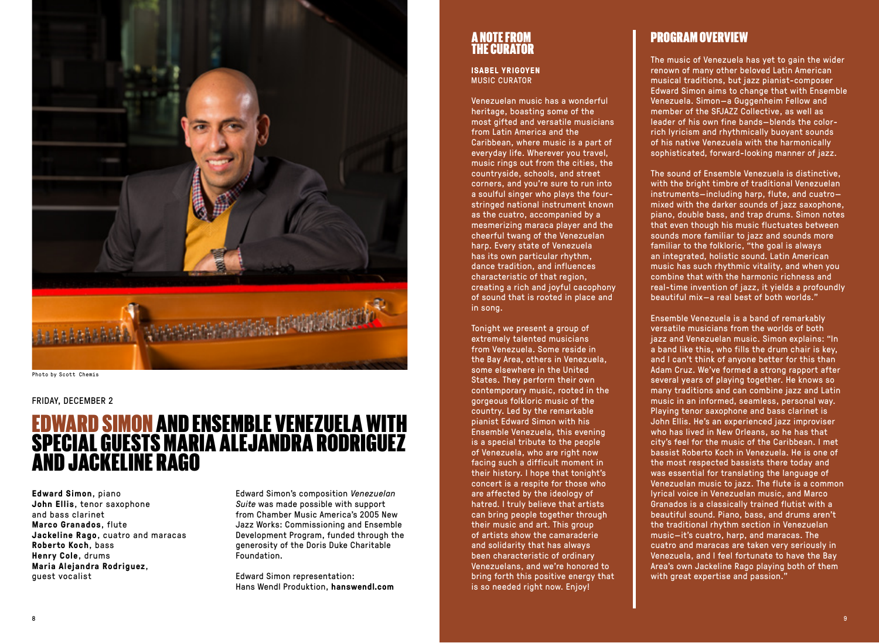Photo by Scott Chemis

FRIDAY, DECEMBER 2

# EDWARD SIMON AND ENSEMBLE VENEZUELA WITH SPECIAL GUESTS MARIA ALEJANDRA RODRIGUEZ AND JACKELINE RAGO

**Edward Simon**, piano
**John Ellis**, tenor saxophone and bass clarinet
**Marco Granados**, flute
**Jackeline Rago**, cuatro and maracas
**Roberto Koch**, bass
**Henry Cole**, drums
**Maria Alejandra Rodriguez**, guest vocalist

Edward Simon's composition *Venezuelan Suite* was made possible with support from Chamber Music America's 2005 New Jazz Works: Commissioning and Ensemble Development Program, funded through the generosity of the Doris Duke Charitable Foundation.

Edward Simon representation:
Hans Wendl Produktion, **hanswendl.com**

## A NOTE FROM THE CURATOR

**ISABEL YRIGOYEN**
MUSIC CURATOR

Venezuelan music has a wonderful heritage, boasting some of the most gifted and versatile musicians from Latin America and the Caribbean, where music is a part of everyday life. Wherever you travel, music rings out from the cities, the countryside, schools, and street corners, and you're sure to run into a soulful singer who plays the four-stringed national instrument known as the cuatro, accompanied by a mesmerizing maraca player and the cheerful twang of the Venezuelan harp. Every state of Venezuela has its own particular rhythm, dance tradition, and influences characteristic of that region, creating a rich and joyful cacophony of sound that is rooted in place and in song.

Tonight we present a group of extremely talented musicians from Venezuela. Some reside in the Bay Area, others in Venezuela, some elsewhere in the United States. They perform their own contemporary music, rooted in the gorgeous folkloric music of the country. Led by the remarkable pianist Edward Simon with his Ensemble Venezuela, this evening is a special tribute to the people of Venezuela, who are right now facing such a difficult moment in their history. I hope that tonight's concert is a respite for those who are affected by the ideology of hatred. I truly believe that artists can bring people together through their music and art. This group of artists show the camaraderie and solidarity that has always been characteristic of ordinary Venezuelans, and we're honored to bring forth this positive energy that is so needed right now. Enjoy!

## PROGRAM OVERVIEW

The music of Venezuela has yet to gain the wider renown of many other beloved Latin American musical traditions, but jazz pianist-composer Edward Simon aims to change that with Ensemble Venezuela. Simon—a Guggenheim Fellow and member of the SFJAZZ Collective, as well as leader of his own fine bands—blends the color-rich lyricism and rhythmically buoyant sounds of his native Venezuela with the harmonically sophisticated, forward-looking manner of jazz.

The sound of Ensemble Venezuela is distinctive, with the bright timbre of traditional Venezuelan instruments—including harp, flute, and cuatro—mixed with the darker sounds of jazz saxophone, piano, double bass, and trap drums. Simon notes that even though his music fluctuates between sounds more familiar to jazz and sounds more familiar to the folkloric, "the goal is always an integrated, holistic sound. Latin American music has such rhythmic vitality, and when you combine that with the harmonic richness and real-time invention of jazz, it yields a profoundly beautiful mix—a real best of both worlds."

Ensemble Venezuela is a band of remarkably versatile musicians from the worlds of both jazz and Venezuelan music. Simon explains: "In a band like this, who fills the drum chair is key, and I can't think of anyone better for this than Adam Cruz. We've formed a strong rapport after several years of playing together. He knows so many traditions and can combine jazz and Latin music in an informed, seamless, personal way. Playing tenor saxophone and bass clarinet is John Ellis. He's an experienced jazz improviser who has lived in New Orleans, so he has that city's feel for the music of the Caribbean. I met bassist Roberto Koch in Venezuela. He is one of the most respected bassists there today and was essential for translating the language of Venezuelan music to jazz. The flute is a common lyrical voice in Venezuelan music, and Marco Granados is a classically trained flutist with a beautiful sound. Piano, bass, and drums aren't the traditional rhythm section in Venezuelan music—it's cuatro, harp, and maracas. The cuatro and maracas are taken very seriously in Venezuela, and I feel fortunate to have the Bay Area's own Jackeline Rago playing both of them with great expertise and passion."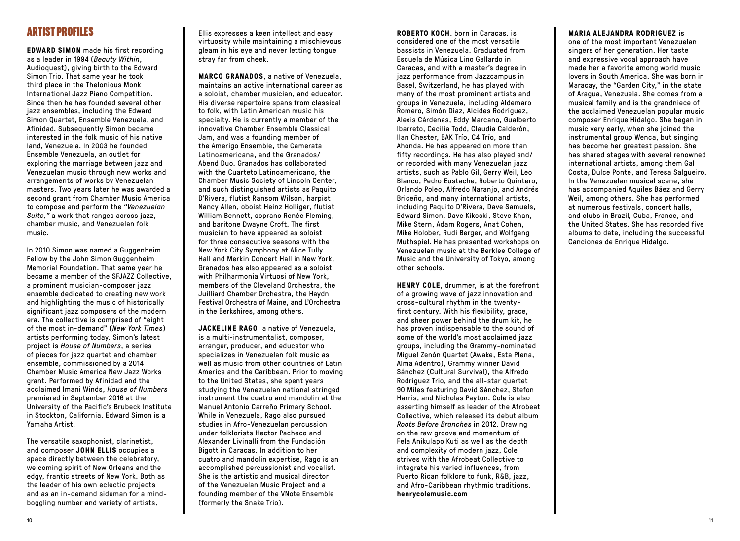## ARTIST PROFILES

**EDWARD SIMON** made his first recording as a leader in 1994 (*Beauty Within*, Audioquest), giving birth to the Edward Simon Trio. That same year he took third place in the Thelonious Monk International Jazz Piano Competition. Since then he has founded several other jazz ensembles, including the Edward Simon Quartet, Ensemble Venezuela, and Afinidad. Subsequently Simon became interested in the folk music of his native land, Venezuela. In 2003 he founded Ensemble Venezuela, an outlet for exploring the marriage between jazz and Venezuelan music through new works and arrangements of works by Venezuelan masters. Two years later he was awarded a second grant from Chamber Music America to compose and perform the *"Venezuelan Suite,"* a work that ranges across jazz, chamber music, and Venezuelan folk music.

In 2010 Simon was named a Guggenheim Fellow by the John Simon Guggenheim Memorial Foundation. That same year he became a member of the SFJAZZ Collective, a prominent musician-composer jazz ensemble dedicated to creating new work and highlighting the music of historically significant jazz composers of the modern era. The collective is comprised of "eight of the most in-demand" (*New York Times*) artists performing today. Simon's latest project is *House of Numbers*, a series of pieces for jazz quartet and chamber ensemble, commissioned by a 2014 Chamber Music America New Jazz Works grant. Performed by Afinidad and the acclaimed Imani Winds, *House of Numbers* premiered in September 2016 at the University of the Pacific's Brubeck Institute in Stockton, California. Edward Simon is a Yamaha Artist.

The versatile saxophonist, clarinetist, and composer **JOHN ELLIS** occupies a space directly between the celebratory, welcoming spirit of New Orleans and the edgy, frantic streets of New York. Both as the leader of his own eclectic projects and as an in-demand sideman for a mind-boggling number and variety of artists, Ellis expresses a keen intellect and easy virtuosity while maintaining a mischievous gleam in his eye and never letting tongue stray far from cheek.

**MARCO GRANADOS**, a native of Venezuela, maintains an active international career as a soloist, chamber musician, and educator. His diverse repertoire spans from classical to folk, with Latin American music his specialty. He is currently a member of the innovative Chamber Ensemble Classical Jam, and was a founding member of the Amerigo Ensemble, the Camerata Latinoamericana, and the Granados/Abend Duo. Granados has collaborated with the Cuarteto Latinoamericano, the Chamber Music Society of Lincoln Center, and such distinguished artists as Paquito D'Rivera, flutist Ransom Wilson, harpist Nancy Allen, oboist Heinz Holliger, flutist William Bennett, soprano Renée Fleming, and baritone Dwayne Croft. The first musician to have appeared as soloist for three consecutive seasons with the New York City Symphony at Alice Tully Hall and Merkin Concert Hall in New York, Granados has also appeared as a soloist with Philharmonia Virtuosi of New York, members of the Cleveland Orchestra, the Juilliard Chamber Orchestra, the Haydn Festival Orchestra of Maine, and L'Orchestra in the Berkshires, among others.

**JACKELINE RAGO**, a native of Venezuela, is a multi-instrumentalist, composer, arranger, producer, and educator who specializes in Venezuelan folk music as well as music from other countries of Latin America and the Caribbean. Prior to moving to the United States, she spent years studying the Venezuelan national stringed instrument the cuatro and mandolin at the Manuel Antonio Carreño Primary School. While in Venezuela, Rago also pursued studies in Afro-Venezuelan percussion under folklorists Hector Pacheco and Alexander Livinalli from the Fundación Bigott in Caracas. In addition to her cuatro and mandolin expertise, Rago is an accomplished percussionist and vocalist. She is the artistic and musical director of the Venezuelan Music Project and a founding member of the VNote Ensemble (formerly the Snake Trio).

**ROBERTO KOCH**, born in Caracas, is considered one of the most versatile bassists in Venezuela. Graduated from Escuela de Música Lino Gallardo in Caracas, and with a master's degree in jazz performance from Jazzcampus in Basel, Switzerland, he has played with many of the most prominent artists and groups in Venezuela, including Aldemaro Romero, Simón Díaz, Alcides Rodríguez, Alexis Cárdenas, Eddy Marcano, Gualberto Ibarreto, Cecilia Todd, Claudia Calderón, Ilan Chester, BAK Trío, C4 Trío, and Ahonda. He has appeared on more than fifty recordings. He has also played and/or recorded with many Venezuelan jazz artists, such as Pablo Gil, Gerry Weil, Leo Blanco, Pedro Eustache, Roberto Quintero, Orlando Poleo, Alfredo Naranjo, and Andrés Briceño, and many international artists, including Paquito D'Rivera, Dave Samuels, Edward Simon, Dave Kikoski, Steve Khan, Mike Stern, Adam Rogers, Anat Cohen, Mike Holober, Rudi Berger, and Wolfgang Muthspiel. He has presented workshops on Venezuelan music at the Berklee College of Music and the University of Tokyo, among other schools.

**HENRY COLE**, drummer, is at the forefront of a growing wave of jazz innovation and cross-cultural rhythm in the twenty-first century. With his flexibility, grace, and sheer power behind the drum kit, he has proven indispensable to the sound of some of the world's most acclaimed jazz groups, including the Grammy-nominated Miguel Zenón Quartet (Awake, Esta Plena, Alma Adentro), Grammy winner David Sánchez (Cultural Survival), the Alfredo Rodriguez Trio, and the all-star quartet 90 Miles featuring David Sánchez, Stefon Harris, and Nicholas Payton. Cole is also asserting himself as leader of the Afrobeat Collective, which released its debut album *Roots Before Branches* in 2012. Drawing on the raw groove and momentum of Fela Anikulapo Kuti as well as the depth and complexity of modern jazz, Cole strives with the Afrobeat Collective to integrate his varied influences, from Puerto Rican folklore to funk, R&B, jazz, and Afro-Caribbean rhythmic traditions. **henrycolemusic.com**

**MARIA ALEJANDRA RODRIGUEZ** is one of the most important Venezuelan singers of her generation. Her taste and expressive vocal approach have made her a favorite among world music lovers in South America. She was born in Maracay, the "Garden City," in the state of Aragua, Venezuela. She comes from a musical family and is the grandniece of the acclaimed Venezuelan popular music composer Enrique Hidalgo. She began in music very early, when she joined the instrumental group Wenca, but singing has become her greatest passion. She has shared stages with several renowned international artists, among them Gal Costa, Dulce Ponte, and Teresa Salgueiro. In the Venezuelan musical scene, she has accompanied Aquiles Báez and Gerry Weil, among others. She has performed at numerous festivals, concert halls, and clubs in Brazil, Cuba, France, and the United States. She has recorded five albums to date, including the successful Canciones de Enrique Hidalgo.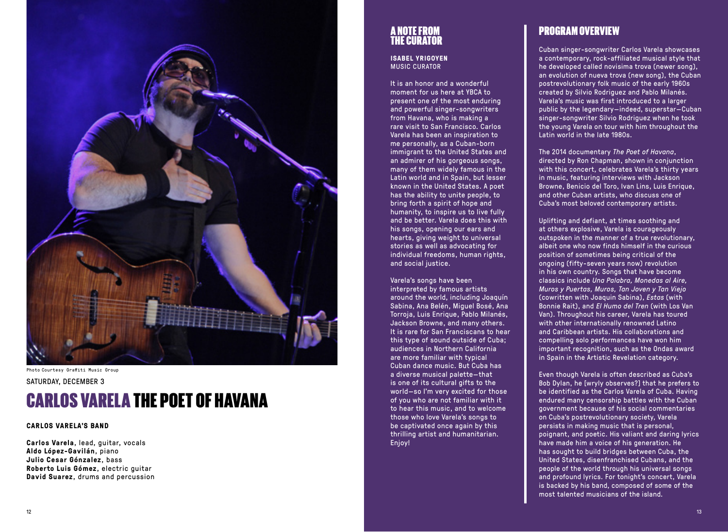Photo Courtesy Graffiti Music Group

SATURDAY, DECEMBER 3

# CARLOS VARELA THE POET OF HAVANA

### CARLOS VARELA'S BAND

**Carlos Varela**, lead, guitar, vocals
**Aldo López-Gavilán**, piano
**Julio Cesar Gónzalez**, bass
**Roberto Luis Gómez**, electric guitar
**David Suarez**, drums and percussion

## A NOTE FROM THE CURATOR

**ISABEL YRIGOYEN**
MUSIC CURATOR

It is an honor and a wonderful moment for us here at YBCA to present one of the most enduring and powerful singer-songwriters from Havana, who is making a rare visit to San Francisco. Carlos Varela has been an inspiration to me personally, as a Cuban-born immigrant to the United States and an admirer of his gorgeous songs, many of them widely famous in the Latin world and in Spain, but lesser known in the United States. A poet has the ability to unite people, to bring forth a spirit of hope and humanity, to inspire us to live fully and be better. Varela does this with his songs, opening our ears and hearts, giving weight to universal stories as well as advocating for individual freedoms, human rights, and social justice.

Varela's songs have been interpreted by famous artists around the world, including Joaquín Sabina, Ana Belén, Miguel Bosé, Ana Torroja, Luis Enrique, Pablo Milanés, Jackson Browne, and many others. It is rare for San Franciscans to hear this type of sound outside of Cuba; audiences in Northern California are more familiar with typical Cuban dance music. But Cuba has a diverse musical palette—that is one of its cultural gifts to the world—so I'm very excited for those of you who are not familiar with it to hear this music, and to welcome those who love Varela's songs to be captivated once again by this thrilling artist and humanitarian. Enjoy!

## PROGRAM OVERVIEW

Cuban singer-songwriter Carlos Varela showcases a contemporary, rock-affiliated musical style that he developed called novisima trova (newer song), an evolution of nueva trova (new song), the Cuban postrevolutionary folk music of the early 1960s created by Silvio Rodriguez and Pablo Milanés. Varela's music was first introduced to a larger public by the legendary—indeed, superstar—Cuban singer-songwriter Silvio Rodriguez when he took the young Varela on tour with him throughout the Latin world in the late 1980s.

The 2014 documentary *The Poet of Havana*, directed by Ron Chapman, shown in conjunction with this concert, celebrates Varela's thirty years in music, featuring interviews with Jackson Browne, Benicio del Toro, Ivan Lins, Luis Enrique, and other Cuban artists, who discuss one of Cuba's most beloved contemporary artists.

Uplifting and defiant, at times soothing and at others explosive, Varela is courageously outspoken in the manner of a true revolutionary, albeit one who now finds himself in the curious position of sometimes being critical of the ongoing (fifty-seven years now) revolution in his own country. Songs that have become classics include *Una Palabra, Monedas al Aire, Muros y Puertas, Muros, Tan Joven y Tan Viejo* (cowritten with Joaquin Sabina), *Estas* (with Bonnie Rait), and *El Humo del Tren* (with Los Van Van). Throughout his career, Varela has toured with other internationally renowned Latino and Caribbean artists. His collaborations and compelling solo performances have won him important recognition, such as the Ondas award in Spain in the Artistic Revelation category.

Even though Varela is often described as Cuba's Bob Dylan, he [wryly observes?] that he prefers to be identified as the Carlos Varela of Cuba. Having endured many censorship battles with the Cuban government because of his social commentaries on Cuba's postrevolutionary society, Varela persists in making music that is personal, poignant, and poetic. His valiant and daring lyrics have made him a voice of his generation. He has sought to build bridges between Cuba, the United States, disenfranchised Cubans, and the people of the world through his universal songs and profound lyrics. For tonight's concert, Varela is backed by his band, composed of some of the most talented musicians of the island.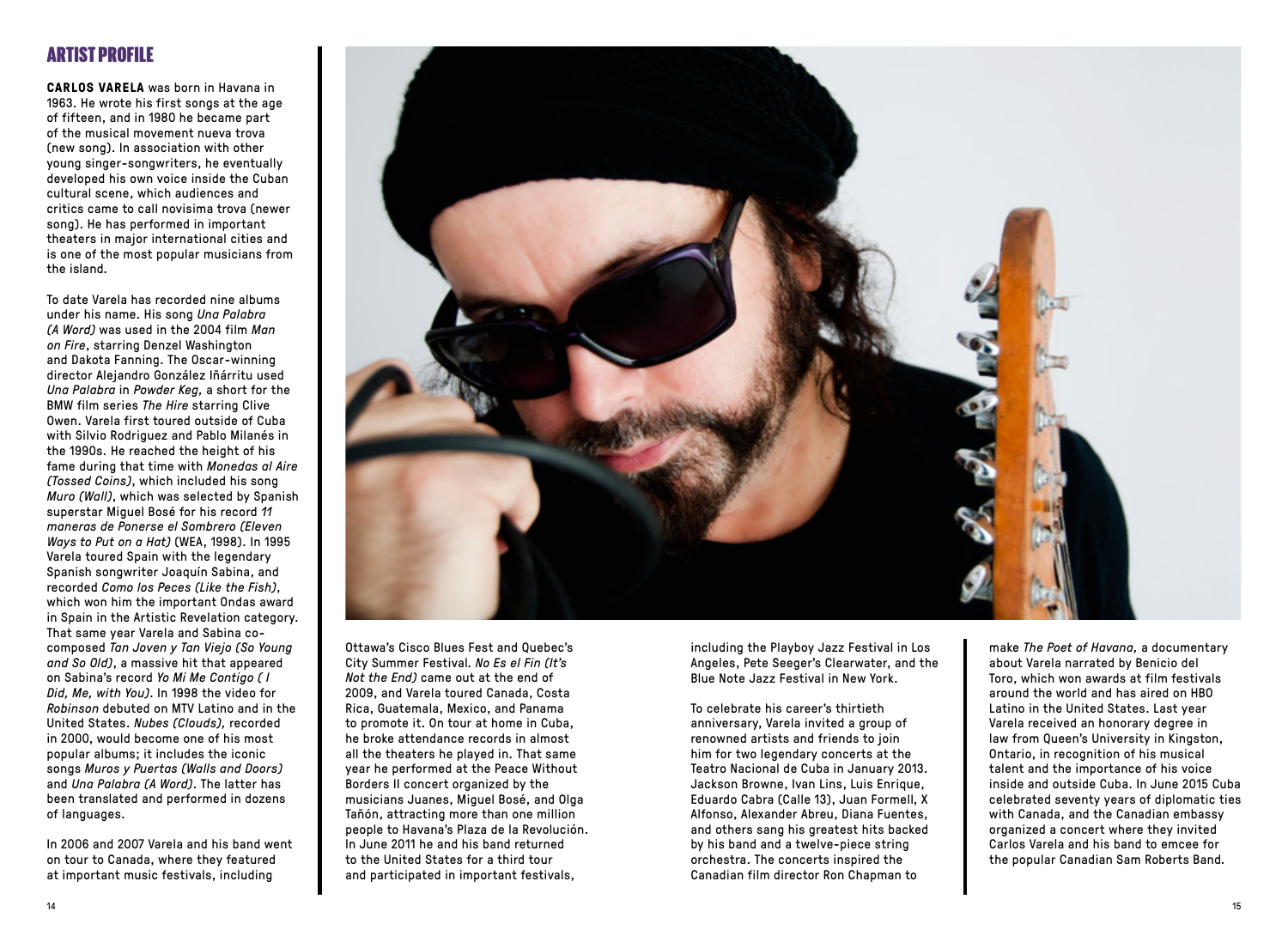## ARTIST PROFILE

**CARLOS VARELA** was born in Havana in 1963. He wrote his first songs at the age of fifteen, and in 1980 he became part of the musical movement nueva trova (new song). In association with other young singer-songwriters, he eventually developed his own voice inside the Cuban cultural scene, which audiences and critics came to call novisima trova (newer song). He has performed in important theaters in major international cities and is one of the most popular musicians from the island.

To date Varela has recorded nine albums under his name. His song *Una Palabra (A Word)* was used in the 2004 film *Man on Fire*, starring Denzel Washington and Dakota Fanning. The Oscar-winning director Alejandro González Iñárritu used *Una Palabra* in *Powder Keg,* a short for the BMW film series *The Hire* starring Clive Owen. Varela first toured outside of Cuba with Silvio Rodriguez and Pablo Milanés in the 1990s. He reached the height of his fame during that time with *Monedas al Aire (Tossed Coins)*, which included his song *Muro (Wall)*, which was selected by Spanish superstar Miguel Bosé for his record *11 maneras de Ponerse el Sombrero (Eleven Ways to Put on a Hat)* (WEA, 1998). In 1995 Varela toured Spain with the legendary Spanish songwriter Joaquín Sabina, and recorded *Como los Peces (Like the Fish)*, which won him the important Ondas award in Spain in the Artistic Revelation category. That same year Varela and Sabina co-composed *Tan Joven y Tan Viejo (So Young and So Old)*, a massive hit that appeared on Sabina's record *Yo Mi Me Contigo ( I Did, Me, with You)*. In 1998 the video for *Robinson* debuted on MTV Latino and in the United States. *Nubes (Clouds),* recorded in 2000, would become one of his most popular albums; it includes the iconic songs *Muros y Puertas (Walls and Doors)* and *Una Palabra (A Word)*. The latter has been translated and performed in dozens of languages.

In 2006 and 2007 Varela and his band went on tour to Canada, where they featured at important music festivals, including Ottawa's Cisco Blues Fest and Quebec's City Summer Festival. *No Es el Fin (It's Not the End)* came out at the end of 2009, and Varela toured Canada, Costa Rica, Guatemala, Mexico, and Panama to promote it. On tour at home in Cuba, he broke attendance records in almost all the theaters he played in. That same year he performed at the Peace Without Borders II concert organized by the musicians Juanes, Miguel Bosé, and Olga Tañón, attracting more than one million people to Havana's Plaza de la Revolución. In June 2011 he and his band returned to the United States for a third tour and participated in important festivals, including the Playboy Jazz Festival in Los Angeles, Pete Seeger's Clearwater, and the Blue Note Jazz Festival in New York.

To celebrate his career's thirtieth anniversary, Varela invited a group of renowned artists and friends to join him for two legendary concerts at the Teatro Nacional de Cuba in January 2013. Jackson Browne, Ivan Lins, Luis Enrique, Eduardo Cabra (Calle 13), Juan Formell, X Alfonso, Alexander Abreu, Diana Fuentes, and others sang his greatest hits backed by his band and a twelve-piece string orchestra. The concerts inspired the Canadian film director Ron Chapman to make *The Poet of Havana,* a documentary about Varela narrated by Benicio del Toro, which won awards at film festivals around the world and has aired on HBO Latino in the United States. Last year Varela received an honorary degree in law from Queen's University in Kingston, Ontario, in recognition of his musical talent and the importance of his voice inside and outside Cuba. In June 2015 Cuba celebrated seventy years of diplomatic ties with Canada, and the Canadian embassy organized a concert where they invited Carlos Varela and his band to emcee for the popular Canadian Sam Roberts Band.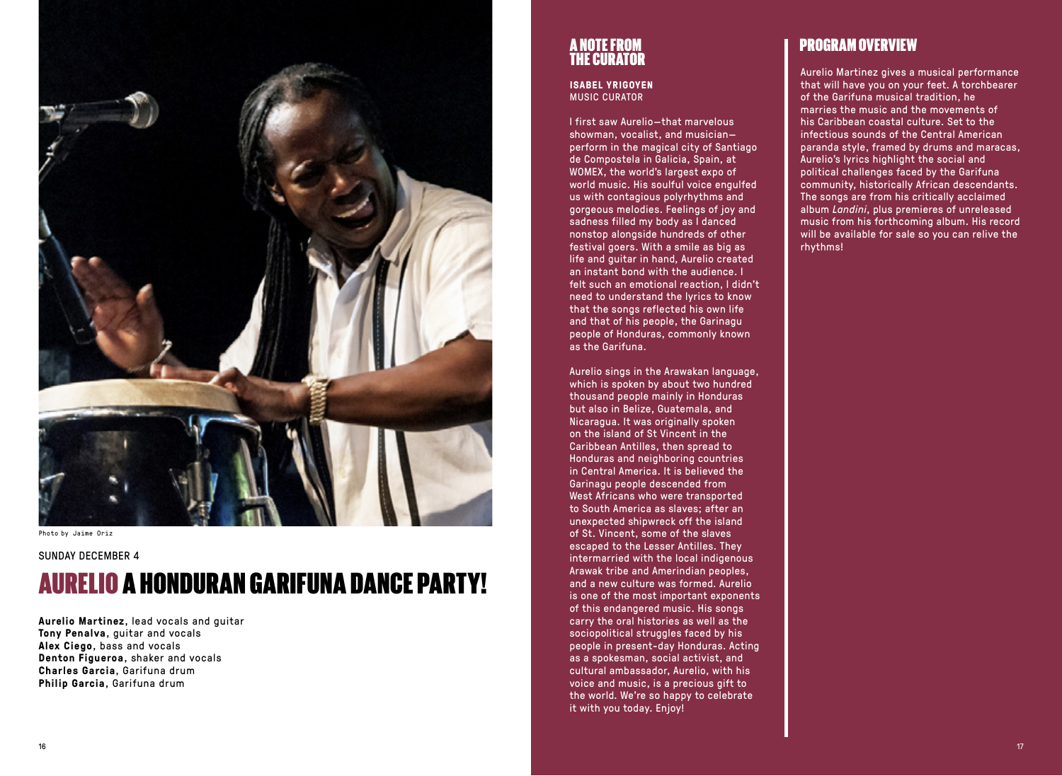Photo by Jaime Oriz

SUNDAY DECEMBER 4

# AURELIO A HONDURAN GARIFUNA DANCE PARTY!

**Aurelio Martinez**, lead vocals and guitar
**Tony Penalva**, guitar and vocals
**Alex Ciego**, bass and vocals
**Denton Figueroa**, shaker and vocals
**Charles Garcia**, Garifuna drum
**Philip Garcia**, Garifuna drum

## A NOTE FROM THE CURATOR

**ISABEL YRIGOYEN**
MUSIC CURATOR

I first saw Aurelio—that marvelous showman, vocalist, and musician—perform in the magical city of Santiago de Compostela in Galicia, Spain, at WOMEX, the world's largest expo of world music. His soulful voice engulfed us with contagious polyrhythms and gorgeous melodies. Feelings of joy and sadness filled my body as I danced nonstop alongside hundreds of other festival goers. With a smile as big as life and guitar in hand, Aurelio created an instant bond with the audience. I felt such an emotional reaction, I didn't need to understand the lyrics to know that the songs reflected his own life and that of his people, the Garinagu people of Honduras, commonly known as the Garifuna.

Aurelio sings in the Arawakan language, which is spoken by about two hundred thousand people mainly in Honduras but also in Belize, Guatemala, and Nicaragua. It was originally spoken on the island of St Vincent in the Caribbean Antilles, then spread to Honduras and neighboring countries in Central America. It is believed the Garinagu people descended from West Africans who were transported to South America as slaves; after an unexpected shipwreck off the island of St. Vincent, some of the slaves escaped to the Lesser Antilles. They intermarried with the local indigenous Arawak tribe and Amerindian peoples, and a new culture was formed. Aurelio is one of the most important exponents of this endangered music. His songs carry the oral histories as well as the sociopolitical struggles faced by his people in present-day Honduras. Acting as a spokesman, social activist, and cultural ambassador, Aurelio, with his voice and music, is a precious gift to the world. We're so happy to celebrate it with you today. Enjoy!

## PROGRAM OVERVIEW

Aurelio Martinez gives a musical performance that will have you on your feet. A torchbearer of the Garifuna musical tradition, he marries the music and the movements of his Caribbean coastal culture. Set to the infectious sounds of the Central American paranda style, framed by drums and maracas, Aurelio's lyrics highlight the social and political challenges faced by the Garifuna community, historically African descendants. The songs are from his critically acclaimed album *Landini*, plus premieres of unreleased music from his forthcoming album. His record will be available for sale so you can relive the rhythms!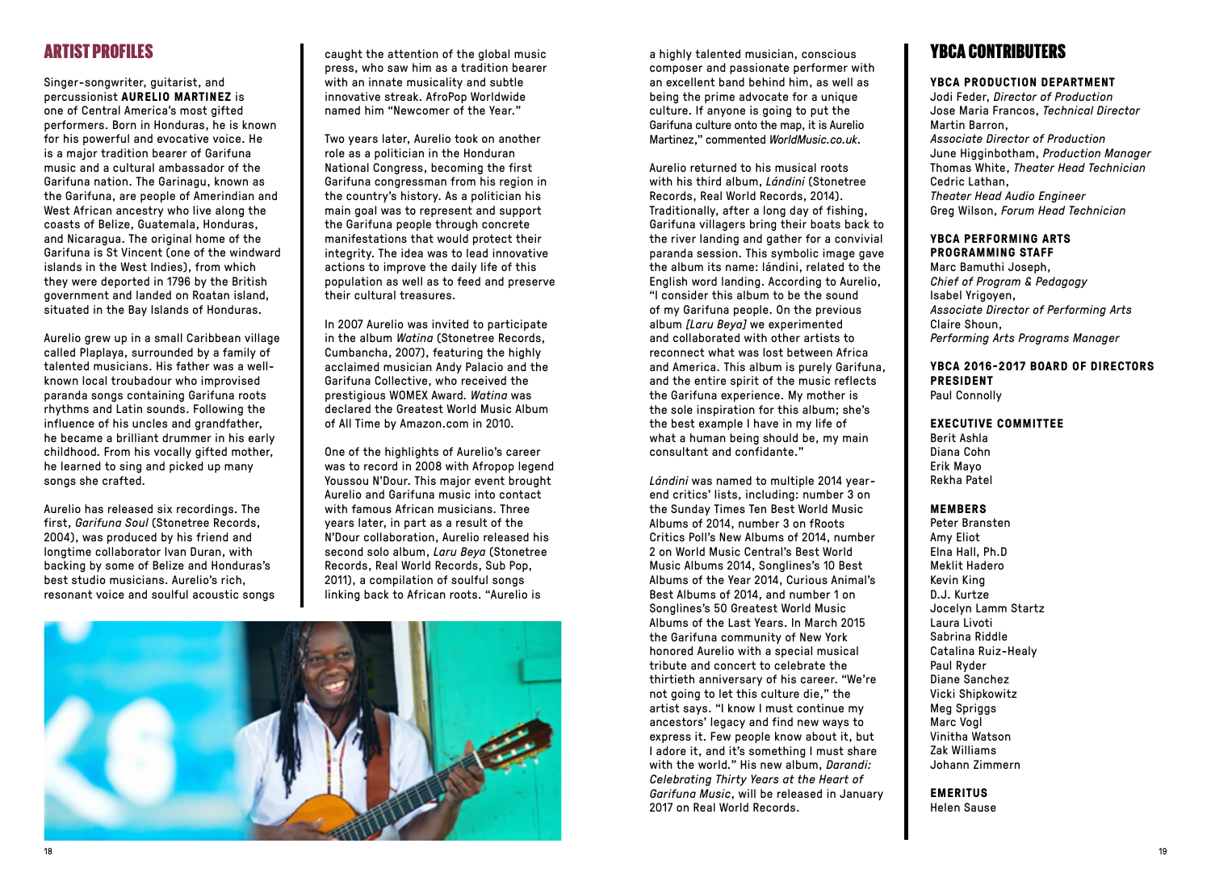## ARTIST PROFILES

Singer-songwriter, guitarist, and percussionist **AURELIO MARTINEZ** is one of Central America's most gifted performers. Born in Honduras, he is known for his powerful and evocative voice. He is a major tradition bearer of Garifuna music and a cultural ambassador of the Garifuna nation. The Garinagu, known as the Garifuna, are people of Amerindian and West African ancestry who live along the coasts of Belize, Guatemala, Honduras, and Nicaragua. The original home of the Garifuna is St Vincent (one of the windward islands in the West Indies), from which they were deported in 1796 by the British government and landed on Roatan island, situated in the Bay Islands of Honduras.

Aurelio grew up in a small Caribbean village called Plaplaya, surrounded by a family of talented musicians. His father was a well-known local troubadour who improvised paranda songs containing Garifuna roots rhythms and Latin sounds. Following the influence of his uncles and grandfather, he became a brilliant drummer in his early childhood. From his vocally gifted mother, he learned to sing and picked up many songs she crafted.

Aurelio has released six recordings. The first, *Garifuna Soul* (Stonetree Records, 2004), was produced by his friend and longtime collaborator Ivan Duran, with backing by some of Belize and Honduras's best studio musicians. Aurelio's rich, resonant voice and soulful acoustic songs caught the attention of the global music press, who saw him as a tradition bearer with an innate musicality and subtle innovative streak. AfroPop Worldwide named him "Newcomer of the Year."

Two years later, Aurelio took on another role as a politician in the Honduran National Congress, becoming the first Garifuna congressman from his region in the country's history. As a politician his main goal was to represent and support the Garifuna people through concrete manifestations that would protect their integrity. The idea was to lead innovative actions to improve the daily life of this population as well as to feed and preserve their cultural treasures.

In 2007 Aurelio was invited to participate in the album *Watina* (Stonetree Records, Cumbancha, 2007), featuring the highly acclaimed musician Andy Palacio and the Garifuna Collective, who received the prestigious WOMEX Award. *Watina* was declared the Greatest World Music Album of All Time by Amazon.com in 2010.

One of the highlights of Aurelio's career was to record in 2008 with Afropop legend Youssou N'Dour. This major event brought Aurelio and Garifuna music into contact with famous African musicians. Three years later, in part as a result of the N'Dour collaboration, Aurelio released his second solo album, *Laru Beya* (Stonetree Records, Real World Records, Sub Pop, 2011), a compilation of soulful songs linking back to African roots. "Aurelio is a highly talented musician, conscious composer and passionate performer with an excellent band behind him, as well as being the prime advocate for a unique culture. If anyone is going to put the Garifuna culture onto the map, it is Aurelio Martinez," commented *WorldMusic.co.uk*.

Aurelio returned to his musical roots with his third album, *Lándini* (Stonetree Records, Real World Records, 2014). Traditionally, after a long day of fishing, Garifuna villagers bring their boats back to the river landing and gather for a convivial paranda session. This symbolic image gave the album its name: lándini, related to the English word landing. According to Aurelio, "I consider this album to be the sound of my Garifuna people. On the previous album *[Laru Beya]* we experimented and collaborated with other artists to reconnect what was lost between Africa and America. This album is purely Garifuna, and the entire spirit of the music reflects the Garifuna experience. My mother is the sole inspiration for this album; she's the best example I have in my life of what a human being should be, my main consultant and confidante."

*Lándini* was named to multiple 2014 year-end critics' lists, including: number 3 on the Sunday Times Ten Best World Music Albums of 2014, number 3 on fRoots Critics Poll's New Albums of 2014, number 2 on World Music Central's Best World Music Albums 2014, Songlines's 10 Best Albums of the Year 2014, Curious Animal's Best Albums of 2014, and number 1 on Songlines's 50 Greatest World Music Albums of the Last Years. In March 2015 the Garifuna community of New York honored Aurelio with a special musical tribute and concert to celebrate the thirtieth anniversary of his career. "We're not going to let this culture die," the artist says. "I know I must continue my ancestors' legacy and find new ways to express it. Few people know about it, but I adore it, and it's something I must share with the world." His new album, *Darandi: Celebrating Thirty Years at the Heart of Garifuna Music*, will be released in January 2017 on Real World Records.

## YBCA CONTRIBUTERS

**YBCA PRODUCTION DEPARTMENT**
Jodi Feder, *Director of Production*
Jose Maria Francos, *Technical Director*
Martin Barron,
*Associate Director of Production*
June Higginbotham, *Production Manager*
Thomas White, *Theater Head Technician*
Cedric Lathan,
*Theater Head Audio Engineer*
Greg Wilson, *Forum Head Technician*

**YBCA PERFORMING ARTS PROGRAMMING STAFF**
Marc Bamuthi Joseph,
*Chief of Program & Pedagogy*
Isabel Yrigoyen,
*Associate Director of Performing Arts*
Claire Shoun,
*Performing Arts Programs Manager*

**YBCA 2016-2017 BOARD OF DIRECTORS PRESIDENT**
Paul Connolly

**EXECUTIVE COMMITTEE**
Berit Ashla
Diana Cohn
Erik Mayo
Rekha Patel

**MEMBERS**
Peter Bransten
Amy Eliot
Elna Hall, Ph.D
Meklit Hadero
Kevin King
D.J. Kurtze
Jocelyn Lamm Startz
Laura Livoti
Sabrina Riddle
Catalina Ruiz-Healy
Paul Ryder
Diane Sanchez
Vicki Shipkowitz
Meg Spriggs
Marc Vogl
Vinitha Watson
Zak Williams
Johann Zimmern

**EMERITUS**
Helen Sause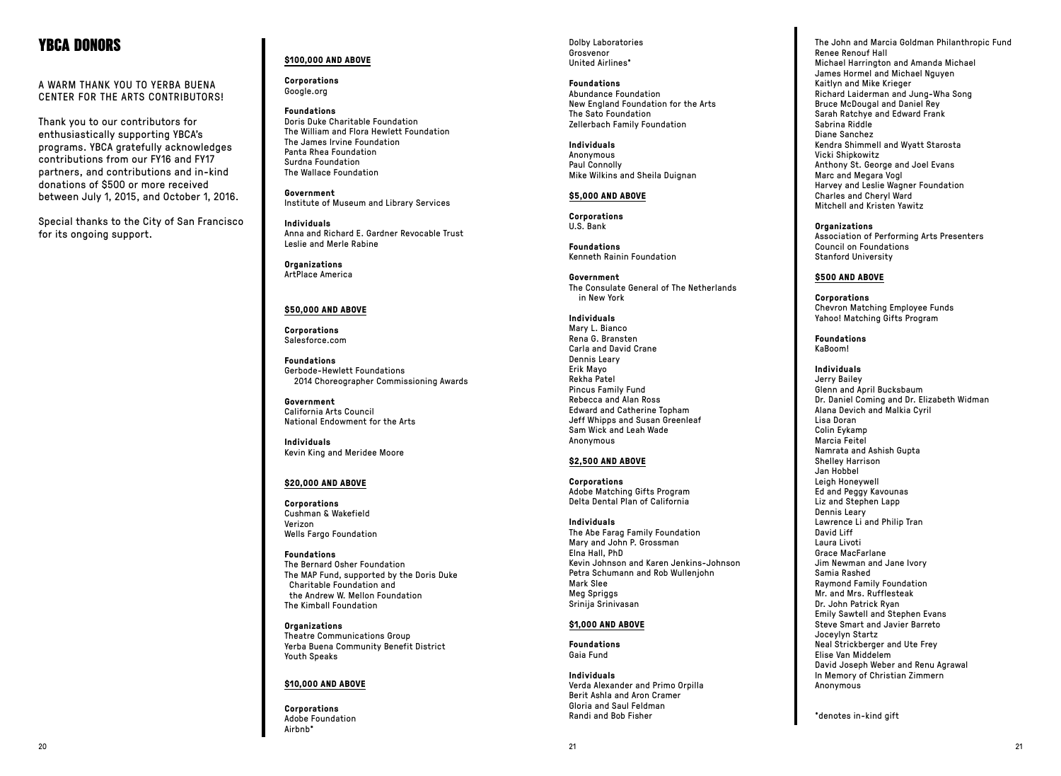# YBCA DONORS

A WARM THANK YOU TO YERBA BUENA CENTER FOR THE ARTS CONTRIBUTORS!

Thank you to our contributors for enthusiastically supporting YBCA's programs. YBCA gratefully acknowledges contributions from our FY16 and FY17 partners, and contributions and in-kind donations of $500 or more received between July 1, 2015, and October 1, 2016.

Special thanks to the City of San Francisco for its ongoing support.

## $100,000 AND ABOVE

**Corporations**
Google.org

**Foundations**
Doris Duke Charitable Foundation
The William and Flora Hewlett Foundation
The James Irvine Foundation
Panta Rhea Foundation
Surdna Foundation
The Wallace Foundation

**Government**
Institute of Museum and Library Services

**Individuals**
Anna and Richard E. Gardner Revocable Trust
Leslie and Merle Rabine

**Organizations**
ArtPlace America

## $50,000 AND ABOVE

**Corporations**
Salesforce.com

**Foundations**
Gerbode-Hewlett Foundations
2014 Choreographer Commissioning Awards

**Government**
California Arts Council
National Endowment for the Arts

**Individuals**
Kevin King and Meridee Moore

## $20,000 AND ABOVE

**Corporations**
Cushman & Wakefield
Verizon
Wells Fargo Foundation

**Foundations**
The Bernard Osher Foundation
The MAP Fund, supported by the Doris Duke Charitable Foundation and the Andrew W. Mellon Foundation
The Kimball Foundation

**Organizations**
Theatre Communications Group
Yerba Buena Community Benefit District
Youth Speaks

## $10,000 AND ABOVE

**Corporations**
Adobe Foundation
Airbnb*
Dolby Laboratories
Grosvenor
United Airlines*

**Foundations**
Abundance Foundation
New England Foundation for the Arts
The Sato Foundation
Zellerbach Family Foundation

**Individuals**
Anonymous
Paul Connolly
Mike Wilkins and Sheila Duignan

## $5,000 AND ABOVE

**Corporations**
U.S. Bank

**Foundations**
Kenneth Rainin Foundation

**Government**
The Consulate General of The Netherlands in New York

**Individuals**
Mary L. Bianco
Rena G. Bransten
Carla and David Crane
Dennis Leary
Erik Mayo
Rekha Patel
Pincus Family Fund
Rebecca and Alan Ross
Edward and Catherine Topham
Jeff Whipps and Susan Greenleaf
Sam Wick and Leah Wade
Anonymous

## $2,500 AND ABOVE

**Corporations**
Adobe Matching Gifts Program
Delta Dental Plan of California

**Individuals**
The Abe Farag Family Foundation
Mary and John P. Grossman
Elna Hall, PhD
Kevin Johnson and Karen Jenkins-Johnson
Petra Schumann and Rob Wullenjohn
Mark Slee
Meg Spriggs
Srinija Srinivasan

## $1,000 AND ABOVE

**Foundations**
Gaia Fund

**Individuals**
Verda Alexander and Primo Orpilla
Berit Ashla and Aron Cramer
Gloria and Saul Feldman
Randi and Bob Fisher
The John and Marcia Goldman Philanthropic Fund
Renee Renouf Hall
Michael Harrington and Amanda Michael
James Hormel and Michael Nguyen
Kaitlyn and Mike Krieger
Richard Laiderman and Jung-Wha Song
Bruce McDougal and Daniel Rey
Sarah Ratchye and Edward Frank
Sabrina Riddle
Diane Sanchez
Kendra Shimmell and Wyatt Starosta
Vicki Shipkowitz
Anthony St. George and Joel Evans
Marc and Megara Vogl
Harvey and Leslie Wagner Foundation
Charles and Cheryl Ward
Mitchell and Kristen Yawitz

**Organizations**
Association of Performing Arts Presenters
Council on Foundations
Stanford University

## $500 AND ABOVE

**Corporations**
Chevron Matching Employee Funds
Yahoo! Matching Gifts Program

**Foundations**
KaBoom!

**Individuals**
Jerry Bailey
Glenn and April Bucksbaum
Dr. Daniel Coming and Dr. Elizabeth Widman
Alana Devich and Malkia Cyril
Lisa Doran
Colin Eykamp
Marcia Feitel
Namrata and Ashish Gupta
Shelley Harrison
Jan Hobbel
Leigh Honeywell
Ed and Peggy Kavounas
Liz and Stephen Lapp
Dennis Leary
Lawrence Li and Philip Tran
David Liff
Laura Livoti
Grace MacFarlane
Jim Newman and Jane Ivory
Samia Rashed
Raymond Family Foundation
Mr. and Mrs. Rufflesteak
Dr. John Patrick Ryan
Emily Sawtell and Stephen Evans
Steve Smart and Javier Barreto
Joceylyn Startz
Neal Strickberger and Ute Frey
Elise Van Middelem
David Joseph Weber and Renu Agrawal
In Memory of Christian Zimmern
Anonymous

*denotes in-kind gift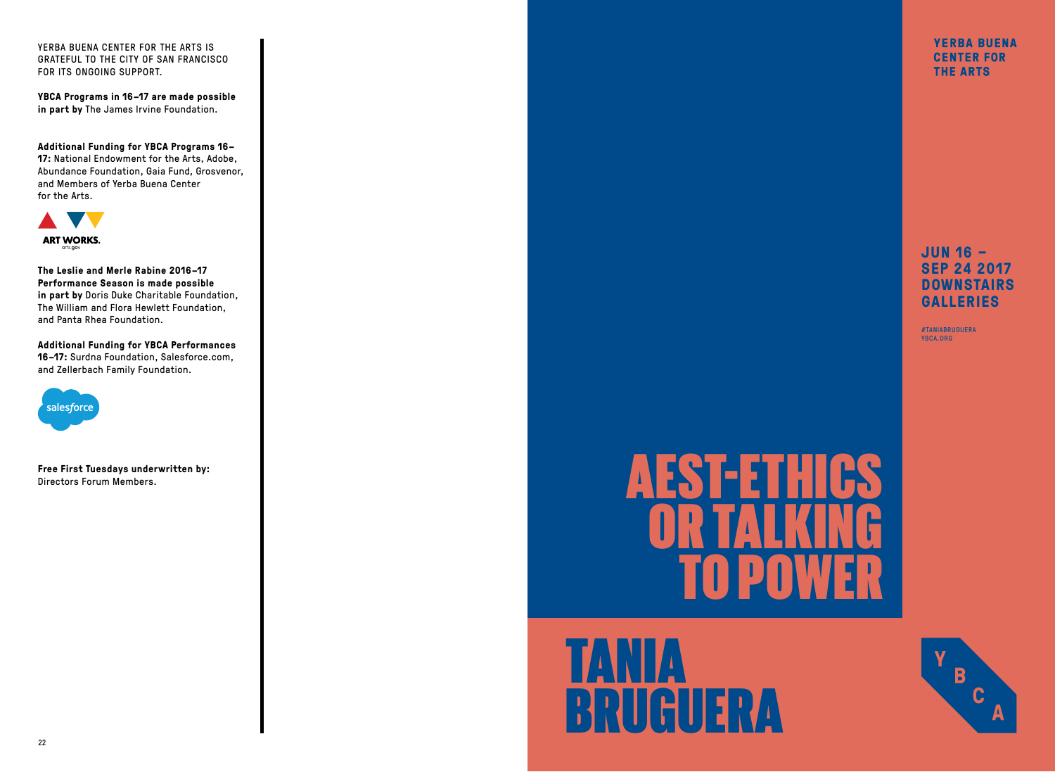YERBA BUENA CENTER FOR THE ARTS IS GRATEFUL TO THE CITY OF SAN FRANCISCO FOR ITS ONGOING SUPPORT.

**YBCA Programs in 16–17 are made possible in part by** The James Irvine Foundation.

**Additional Funding for YBCA Programs 16–17:** National Endowment for the Arts, Adobe, Abundance Foundation, Gaia Fund, Grosvenor, and Members of Yerba Buena Center for the Arts.

ART WORKS.
arts.gov

**The Leslie and Merle Rabine 2016–17 Performance Season is made possible in part by** Doris Duke Charitable Foundation, The William and Flora Hewlett Foundation, and Panta Rhea Foundation.

**Additional Funding for YBCA Performances 16–17:** Surdna Foundation, Salesforce.com, and Zellerbach Family Foundation.

salesforce

**Free First Tuesdays underwritten by:** Directors Forum Members.

**YERBA BUENA CENTER FOR THE ARTS**

**JUN 16 – SEP 24 2017**
**DOWNSTAIRS GALLERIES**

#TANIABRUGUERA
YBCA.ORG

# AEST-ETHICS OR TALKING TO POWER

# TANIA BRUGUERA

YBCA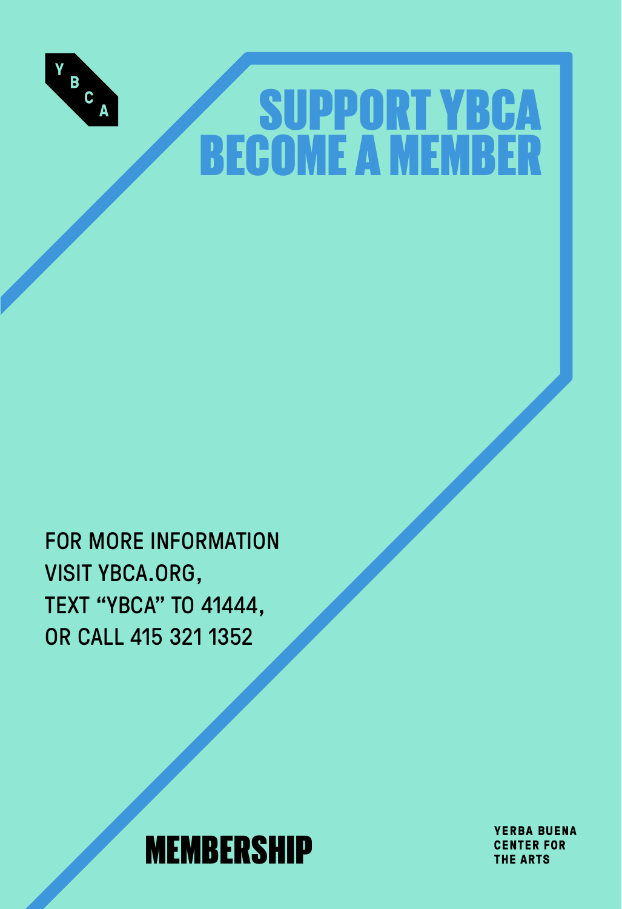Y B C A

# SUPPORT YBCA BECOME A MEMBER

FOR MORE INFORMATION
VISIT YBCA.ORG,
TEXT “YBCA” TO 41444,
OR CALL 415 321 1352

**MEMBERSHIP**

**YERBA BUENA CENTER FOR THE ARTS**